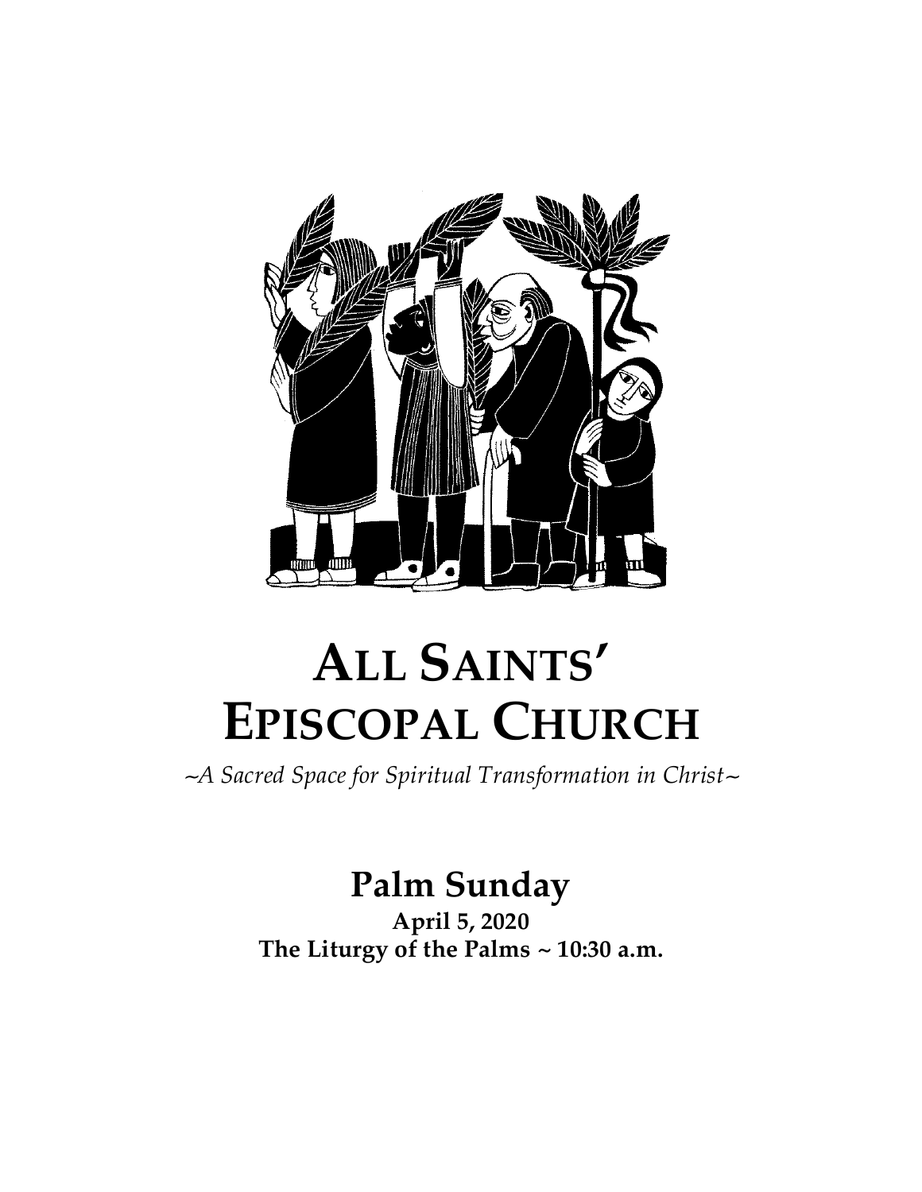# ALL SAINTS' EPISCOPAL CHURCH

*~A Sacred Space for Spiritual Transformation in Christ~*

## Palm Sunday

**April 5, 2020**

**The Liturgy of the Palms ~ 10:30 a.m.**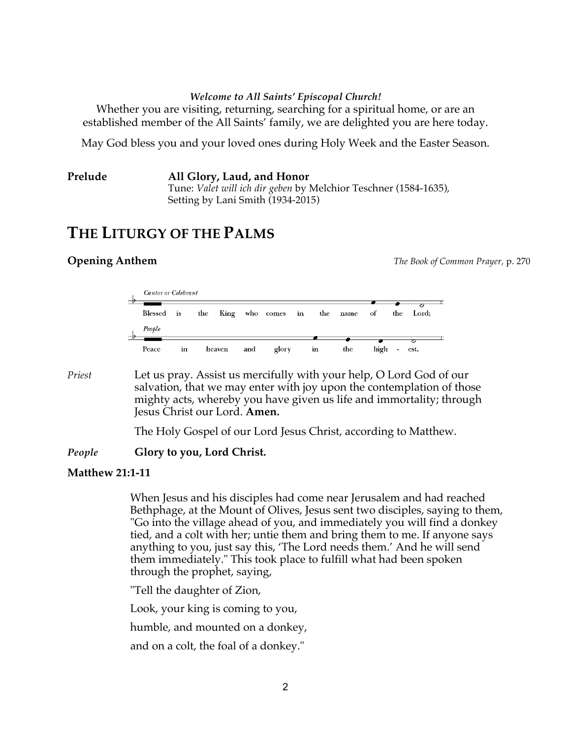***Welcome to All Saints' Episcopal Church!***

Whether you are visiting, returning, searching for a spiritual home, or are an established member of the All Saints' family, we are delighted you are here today.

May God bless you and your loved ones during Holy Week and the Easter Season.

**Prelude** **All Glory, Laud, and Honor**
Tune: *Valet will ich dir geben* by Melchior Teschner (1584-1635),
Setting by Lani Smith (1934-2015)

# THE LITURGY OF THE PALMS

**Opening Anthem** *The Book of Common Prayer,* p. 270

*Cantor or Celebrant*
Blessed is the King who comes in the name of the Lord;

*People*
Peace in heaven and glory in the high - est.

*Priest* Let us pray. Assist us mercifully with your help, O Lord God of our salvation, that we may enter with joy upon the contemplation of those mighty acts, whereby you have given us life and immortality; through Jesus Christ our Lord. **Amen.**

The Holy Gospel of our Lord Jesus Christ, according to Matthew.

*People* **Glory to you, Lord Christ.**

**Matthew 21:1-11**

When Jesus and his disciples had come near Jerusalem and had reached Bethphage, at the Mount of Olives, Jesus sent two disciples, saying to them, "Go into the village ahead of you, and immediately you will find a donkey tied, and a colt with her; untie them and bring them to me. If anyone says anything to you, just say this, 'The Lord needs them.' And he will send them immediately." This took place to fulfill what had been spoken through the prophet, saying,

"Tell the daughter of Zion,

Look, your king is coming to you,

humble, and mounted on a donkey,

and on a colt, the foal of a donkey."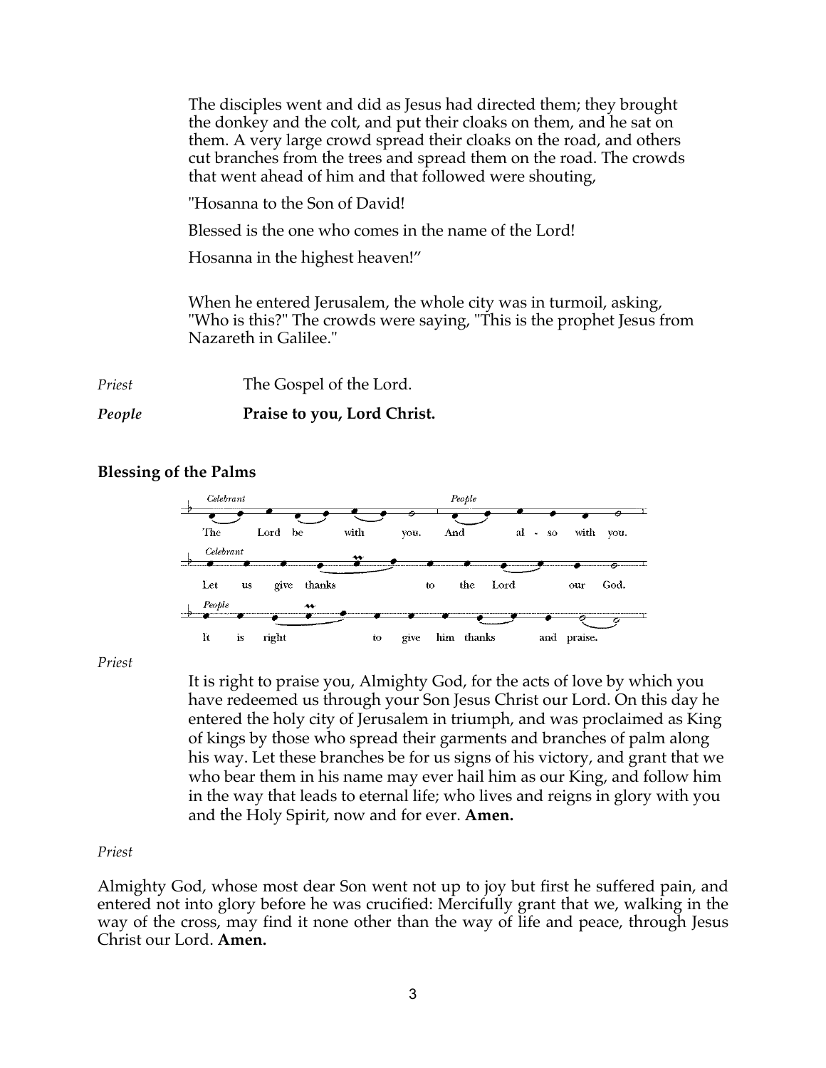The disciples went and did as Jesus had directed them; they brought the donkey and the colt, and put their cloaks on them, and he sat on them. A very large crowd spread their cloaks on the road, and others cut branches from the trees and spread them on the road. The crowds that went ahead of him and that followed were shouting,

"Hosanna to the Son of David!

Blessed is the one who comes in the name of the Lord!

Hosanna in the highest heaven!"

When he entered Jerusalem, the whole city was in turmoil, asking, "Who is this?" The crowds were saying, "This is the prophet Jesus from Nazareth in Galilee."

*Priest* The Gospel of the Lord.

***People*** **Praise to you, Lord Christ.**

**Blessing of the Palms**

*Celebrant* The Lord be with you. *People* And also with you.

*Celebrant* Let us give thanks to the Lord our God.

*People* It is right to give him thanks and praise.

*Priest*

It is right to praise you, Almighty God, for the acts of love by which you have redeemed us through your Son Jesus Christ our Lord. On this day he entered the holy city of Jerusalem in triumph, and was proclaimed as King of kings by those who spread their garments and branches of palm along his way. Let these branches be for us signs of his victory, and grant that we who bear them in his name may ever hail him as our King, and follow him in the way that leads to eternal life; who lives and reigns in glory with you and the Holy Spirit, now and for ever. **Amen.**

*Priest*

Almighty God, whose most dear Son went not up to joy but first he suffered pain, and entered not into glory before he was crucified: Mercifully grant that we, walking in the way of the cross, may find it none other than the way of life and peace, through Jesus Christ our Lord. **Amen.**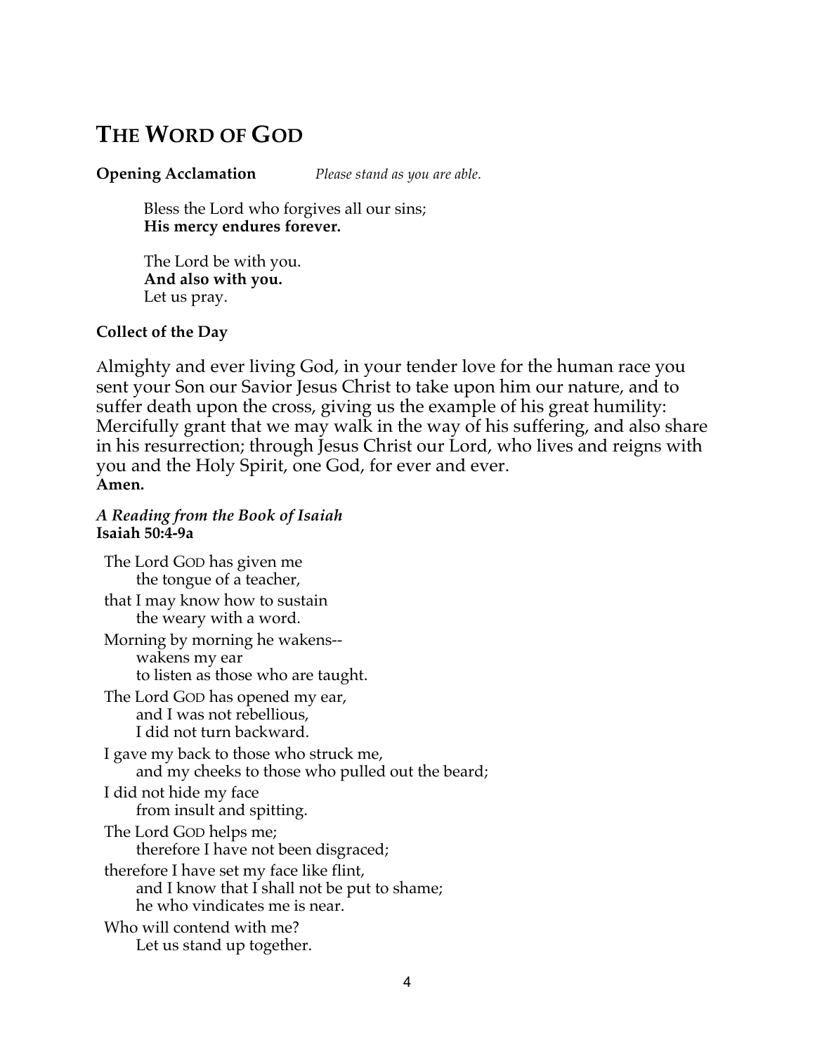# THE WORD OF GOD

**Opening Acclamation** *Please stand as you are able.*

Bless the Lord who forgives all our sins;
**His mercy endures forever.**

The Lord be with you.
**And also with you.**
Let us pray.

**Collect of the Day**

Almighty and ever living God, in your tender love for the human race you sent your Son our Savior Jesus Christ to take upon him our nature, and to suffer death upon the cross, giving us the example of his great humility: Mercifully grant that we may walk in the way of his suffering, and also share in his resurrection; through Jesus Christ our Lord, who lives and reigns with you and the Holy Spirit, one God, for ever and ever.
**Amen.**

***A Reading from the Book of Isaiah***
**Isaiah 50:4-9a**

The Lord GOD has given me
the tongue of a teacher,
that I may know how to sustain
the weary with a word.
Morning by morning he wakens--
wakens my ear
to listen as those who are taught.
The Lord GOD has opened my ear,
and I was not rebellious,
I did not turn backward.
I gave my back to those who struck me,
and my cheeks to those who pulled out the beard;
I did not hide my face
from insult and spitting.
The Lord GOD helps me;
therefore I have not been disgraced;
therefore I have set my face like flint,
and I know that I shall not be put to shame;
he who vindicates me is near.
Who will contend with me?
Let us stand up together.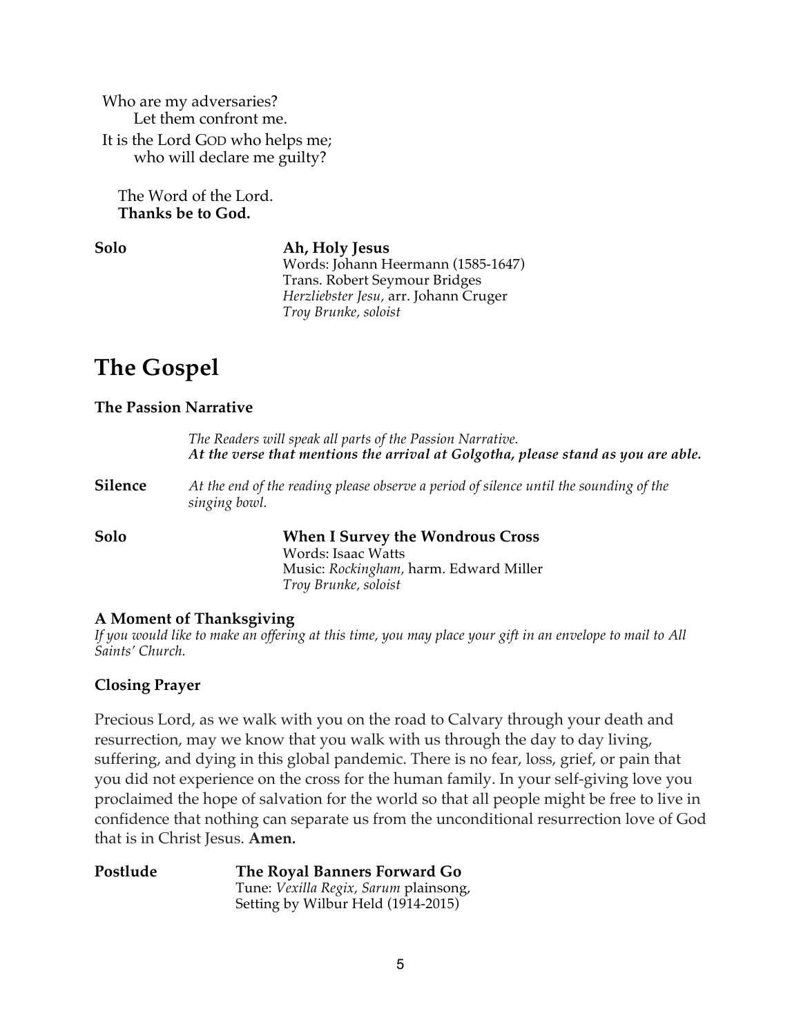Who are my adversaries?
  Let them confront me.
It is the Lord GOD who helps me;
  who will declare me guilty?

The Word of the Lord.
**Thanks be to God.**

**Solo** **Ah, Holy Jesus**
Words: Johann Heermann (1585-1647)
Trans. Robert Seymour Bridges
*Herzliebster Jesu,* arr. Johann Cruger
*Troy Brunke, soloist*

# The Gospel

### The Passion Narrative

*The Readers will speak all parts of the Passion Narrative.*
***At the verse that mentions the arrival at Golgotha, please stand as you are able.***

**Silence** *At the end of the reading please observe a period of silence until the sounding of the singing bowl.*

**Solo** **When I Survey the Wondrous Cross**
Words: Isaac Watts
Music: *Rockingham,* harm. Edward Miller
*Troy Brunke, soloist*

### A Moment of Thanksgiving

*If you would like to make an offering at this time, you may place your gift in an envelope to mail to All Saints' Church.*

### Closing Prayer

Precious Lord, as we walk with you on the road to Calvary through your death and resurrection, may we know that you walk with us through the day to day living, suffering, and dying in this global pandemic. There is no fear, loss, grief, or pain that you did not experience on the cross for the human family. In your self-giving love you proclaimed the hope of salvation for the world so that all people might be free to live in confidence that nothing can separate us from the unconditional resurrection love of God that is in Christ Jesus. **Amen.**

**Postlude** **The Royal Banners Forward Go**
Tune: *Vexilla Regix, Sarum* plainsong,
Setting by Wilbur Held (1914-2015)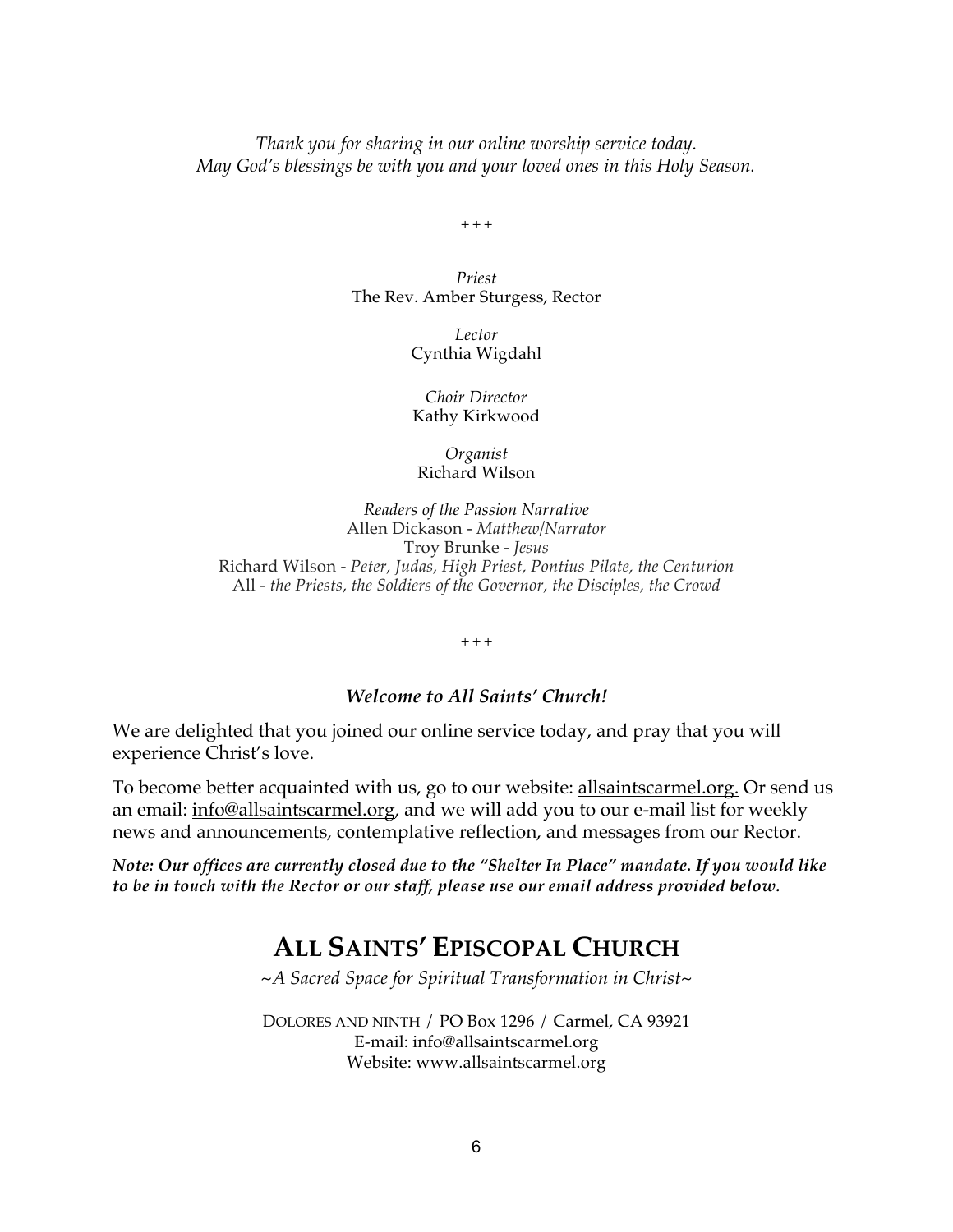*Thank you for sharing in our online worship service today.*
*May God's blessings be with you and your loved ones in this Holy Season.*

+ + +

*Priest*
The Rev. Amber Sturgess, Rector

*Lector*
Cynthia Wigdahl

*Choir Director*
Kathy Kirkwood

*Organist*
Richard Wilson

*Readers of the Passion Narrative*
Allen Dickason - *Matthew/Narrator*
Troy Brunke - *Jesus*
Richard Wilson - *Peter, Judas, High Priest, Pontius Pilate, the Centurion*
All - *the Priests, the Soldiers of the Governor, the Disciples, the Crowd*

+ + +

***Welcome to All Saints' Church!***

We are delighted that you joined our online service today, and pray that you will experience Christ's love.

To become better acquainted with us, go to our website: allsaintscarmel.org. Or send us an email: info@allsaintscarmel.org, and we will add you to our e-mail list for weekly news and announcements, contemplative reflection, and messages from our Rector.

***Note: Our offices are currently closed due to the "Shelter In Place" mandate. If you would like to be in touch with the Rector or our staff, please use our email address provided below.***

# ALL SAINTS' EPISCOPAL CHURCH

*~A Sacred Space for Spiritual Transformation in Christ~*

DOLORES AND NINTH / PO Box 1296 / Carmel, CA 93921
E-mail: info@allsaintscarmel.org
Website: www.allsaintscarmel.org